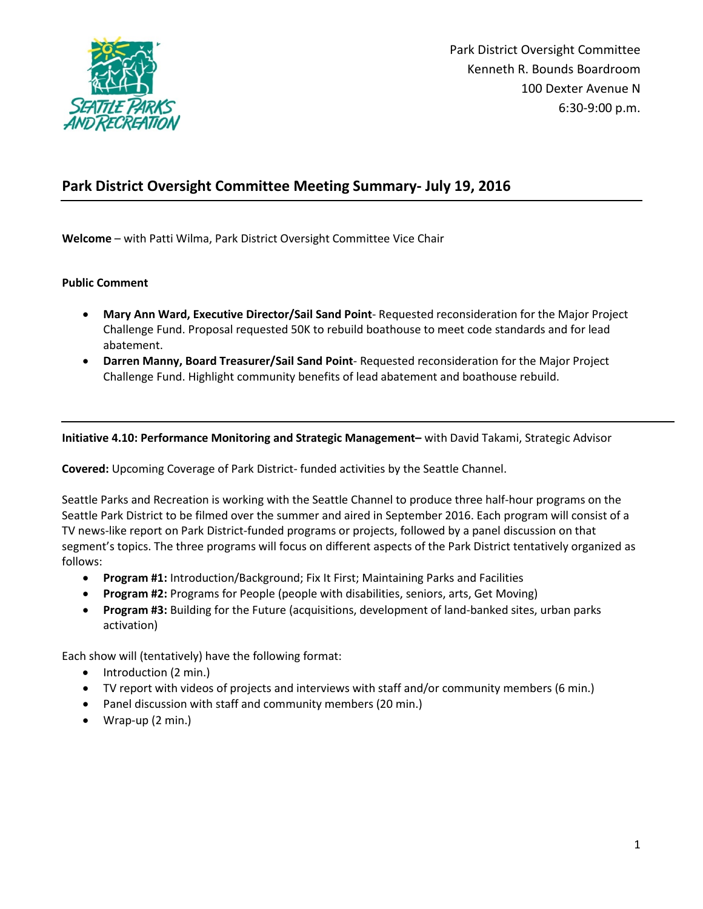Park District Oversight Committee
Kenneth R. Bounds Boardroom
100 Dexter Avenue N
6:30-9:00 p.m.

# Park District Oversight Committee Meeting Summary- July 19, 2016

**Welcome** – with Patti Wilma, Park District Oversight Committee Vice Chair

**Public Comment**

- **Mary Ann Ward, Executive Director/Sail Sand Point**- Requested reconsideration for the Major Project Challenge Fund. Proposal requested 50K to rebuild boathouse to meet code standards and for lead abatement.
- **Darren Manny, Board Treasurer/Sail Sand Point**- Requested reconsideration for the Major Project Challenge Fund. Highlight community benefits of lead abatement and boathouse rebuild.

---

**Initiative 4.10: Performance Monitoring and Strategic Management–** with David Takami, Strategic Advisor

**Covered:** Upcoming Coverage of Park District- funded activities by the Seattle Channel.

Seattle Parks and Recreation is working with the Seattle Channel to produce three half-hour programs on the Seattle Park District to be filmed over the summer and aired in September 2016. Each program will consist of a TV news-like report on Park District-funded programs or projects, followed by a panel discussion on that segment's topics. The three programs will focus on different aspects of the Park District tentatively organized as follows:

- **Program #1:** Introduction/Background; Fix It First; Maintaining Parks and Facilities
- **Program #2:** Programs for People (people with disabilities, seniors, arts, Get Moving)
- **Program #3:** Building for the Future (acquisitions, development of land-banked sites, urban parks activation)

Each show will (tentatively) have the following format:

- Introduction (2 min.)
- TV report with videos of projects and interviews with staff and/or community members (6 min.)
- Panel discussion with staff and community members (20 min.)
- Wrap-up (2 min.)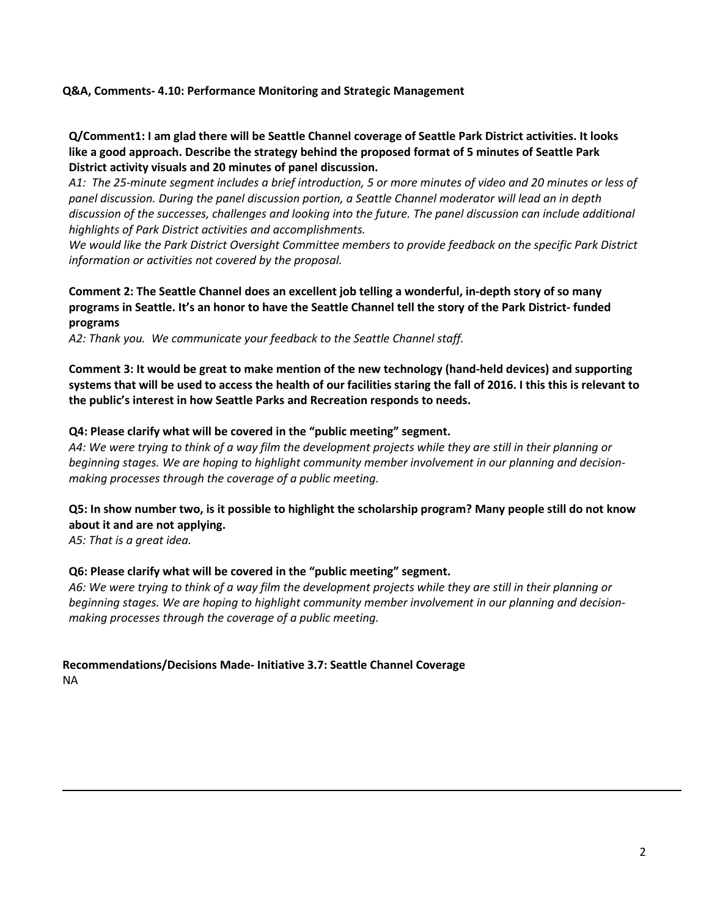**Q&A, Comments- 4.10: Performance Monitoring and Strategic Management**

**Q/Comment1: I am glad there will be Seattle Channel coverage of Seattle Park District activities. It looks like a good approach. Describe the strategy behind the proposed format of 5 minutes of Seattle Park District activity visuals and 20 minutes of panel discussion.**

*A1: The 25-minute segment includes a brief introduction, 5 or more minutes of video and 20 minutes or less of panel discussion. During the panel discussion portion, a Seattle Channel moderator will lead an in depth discussion of the successes, challenges and looking into the future. The panel discussion can include additional highlights of Park District activities and accomplishments.*

*We would like the Park District Oversight Committee members to provide feedback on the specific Park District information or activities not covered by the proposal.*

**Comment 2: The Seattle Channel does an excellent job telling a wonderful, in-depth story of so many programs in Seattle. It's an honor to have the Seattle Channel tell the story of the Park District- funded programs**

*A2: Thank you. We communicate your feedback to the Seattle Channel staff.*

**Comment 3: It would be great to make mention of the new technology (hand-held devices) and supporting systems that will be used to access the health of our facilities staring the fall of 2016. I this this is relevant to the public's interest in how Seattle Parks and Recreation responds to needs.**

**Q4: Please clarify what will be covered in the "public meeting" segment.**

*A4: We were trying to think of a way film the development projects while they are still in their planning or beginning stages. We are hoping to highlight community member involvement in our planning and decision-making processes through the coverage of a public meeting.*

**Q5: In show number two, is it possible to highlight the scholarship program? Many people still do not know about it and are not applying.**

*A5: That is a great idea.*

**Q6: Please clarify what will be covered in the "public meeting" segment.**

*A6: We were trying to think of a way film the development projects while they are still in their planning or beginning stages. We are hoping to highlight community member involvement in our planning and decision-making processes through the coverage of a public meeting.*

**Recommendations/Decisions Made- Initiative 3.7: Seattle Channel Coverage**

NA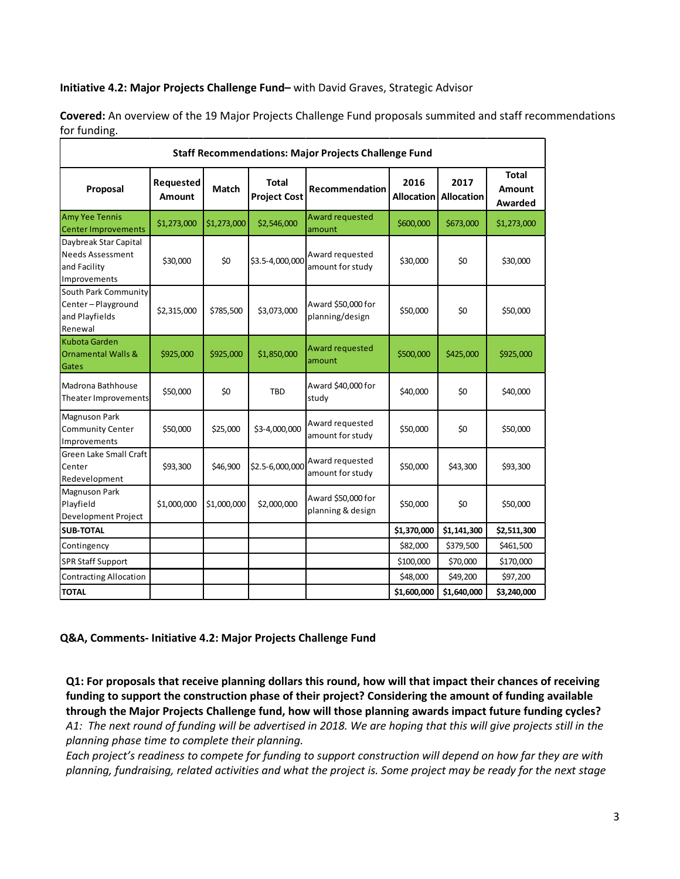**Initiative 4.2: Major Projects Challenge Fund–** with David Graves, Strategic Advisor

**Covered:** An overview of the 19 Major Projects Challenge Fund proposals summited and staff recommendations for funding.

| Staff Recommendations: Major Projects Challenge Fund | | | | | | | |
|---|---|---|---|---|---|---|---|
| **Proposal** | **Requested Amount** | **Match** | **Total Project Cost** | **Recommendation** | **2016 Allocation** | **2017 Allocation** | **Total Amount Awarded** |
| Amy Yee Tennis Center Improvements | $1,273,000 | $1,273,000 | $2,546,000 | Award requested amount | $600,000 | $673,000 | $1,273,000 |
| Daybreak Star Capital Needs Assessment and Facility Improvements | $30,000 | $0 | $3.5-4,000,000 | Award requested amount for study | $30,000 | $0 | $30,000 |
| South Park Community Center – Playground and Playfields Renewal | $2,315,000 | $785,500 | $3,073,000 | Award $50,000 for planning/design | $50,000 | $0 | $50,000 |
| Kubota Garden Ornamental Walls & Gates | $925,000 | $925,000 | $1,850,000 | Award requested amount | $500,000 | $425,000 | $925,000 |
| Madrona Bathhouse Theater Improvements | $50,000 | $0 | TBD | Award $40,000 for study | $40,000 | $0 | $40,000 |
| Magnuson Park Community Center Improvements | $50,000 | $25,000 | $3-4,000,000 | Award requested amount for study | $50,000 | $0 | $50,000 |
| Green Lake Small Craft Center Redevelopment | $93,300 | $46,900 | $2.5-6,000,000 | Award requested amount for study | $50,000 | $43,300 | $93,300 |
| Magnuson Park Playfield Development Project | $1,000,000 | $1,000,000 | $2,000,000 | Award $50,000 for planning & design | $50,000 | $0 | $50,000 |
| **SUB-TOTAL** | | | | | **$1,370,000** | **$1,141,300** | **$2,511,300** |
| Contingency | | | | | $82,000 | $379,500 | $461,500 |
| SPR Staff Support | | | | | $100,000 | $70,000 | $170,000 |
| Contracting Allocation | | | | | $48,000 | $49,200 | $97,200 |
| **TOTAL** | | | | | **$1,600,000** | **$1,640,000** | **$3,240,000** |

**Q&A, Comments- Initiative 4.2: Major Projects Challenge Fund**

**Q1: For proposals that receive planning dollars this round, how will that impact their chances of receiving funding to support the construction phase of their project? Considering the amount of funding available through the Major Projects Challenge fund, how will those planning awards impact future funding cycles?**
*A1: The next round of funding will be advertised in 2018. We are hoping that this will give projects still in the planning phase time to complete their planning.*
*Each project's readiness to compete for funding to support construction will depend on how far they are with planning, fundraising, related activities and what the project is. Some project may be ready for the next stage*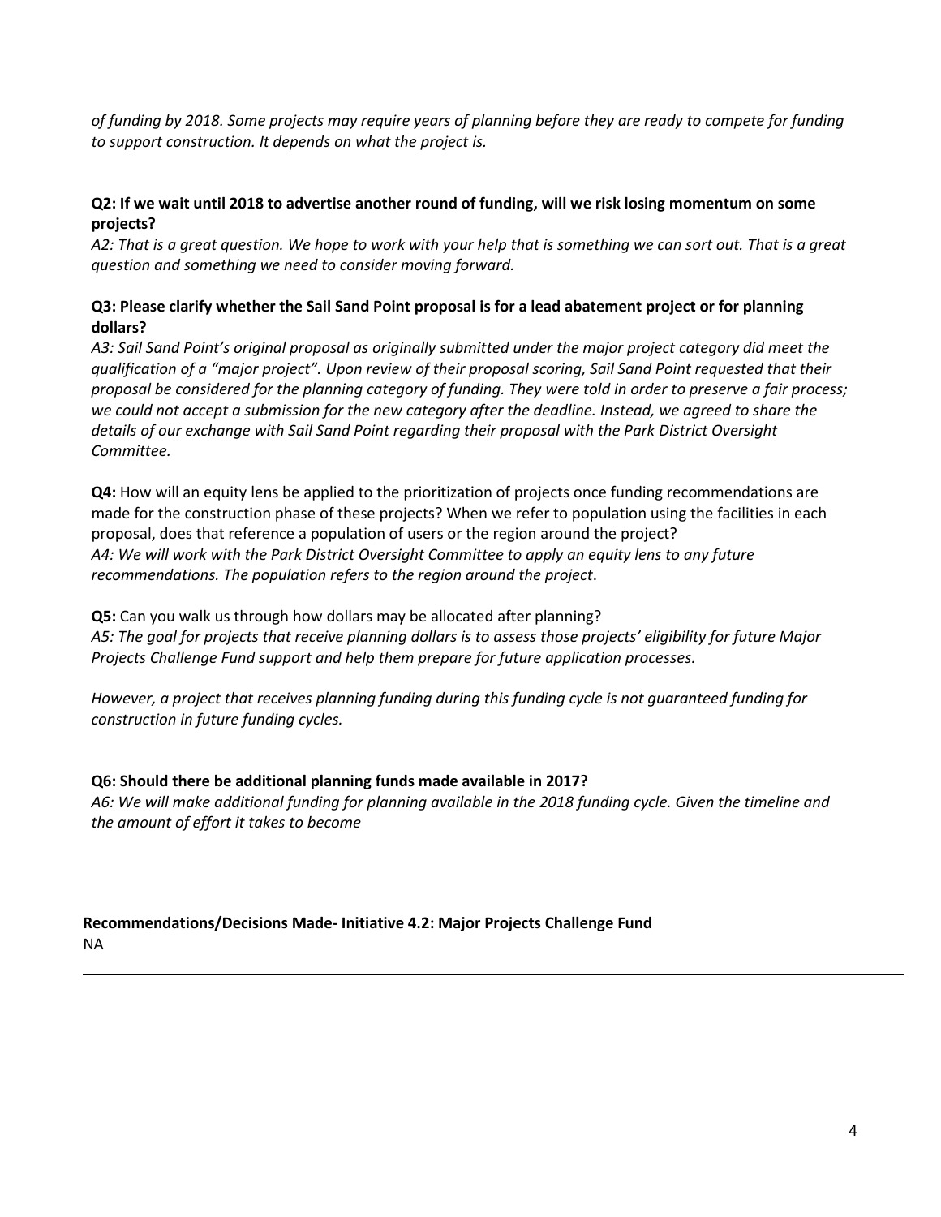*of funding by 2018. Some projects may require years of planning before they are ready to compete for funding to support construction. It depends on what the project is.*

**Q2: If we wait until 2018 to advertise another round of funding, will we risk losing momentum on some projects?**
*A2: That is a great question. We hope to work with your help that is something we can sort out. That is a great question and something we need to consider moving forward.*

**Q3: Please clarify whether the Sail Sand Point proposal is for a lead abatement project or for planning dollars?**
*A3: Sail Sand Point's original proposal as originally submitted under the major project category did meet the qualification of a "major project". Upon review of their proposal scoring, Sail Sand Point requested that their proposal be considered for the planning category of funding. They were told in order to preserve a fair process; we could not accept a submission for the new category after the deadline. Instead, we agreed to share the details of our exchange with Sail Sand Point regarding their proposal with the Park District Oversight Committee.*

**Q4:** How will an equity lens be applied to the prioritization of projects once funding recommendations are made for the construction phase of these projects? When we refer to population using the facilities in each proposal, does that reference a population of users or the region around the project?
*A4: We will work with the Park District Oversight Committee to apply an equity lens to any future recommendations. The population refers to the region around the project*.

**Q5:** Can you walk us through how dollars may be allocated after planning?
*A5: The goal for projects that receive planning dollars is to assess those projects' eligibility for future Major Projects Challenge Fund support and help them prepare for future application processes.*

*However, a project that receives planning funding during this funding cycle is not guaranteed funding for construction in future funding cycles.*

**Q6: Should there be additional planning funds made available in 2017?**
*A6: We will make additional funding for planning available in the 2018 funding cycle. Given the timeline and the amount of effort it takes to become*

**Recommendations/Decisions Made- Initiative 4.2: Major Projects Challenge Fund**
NA

---